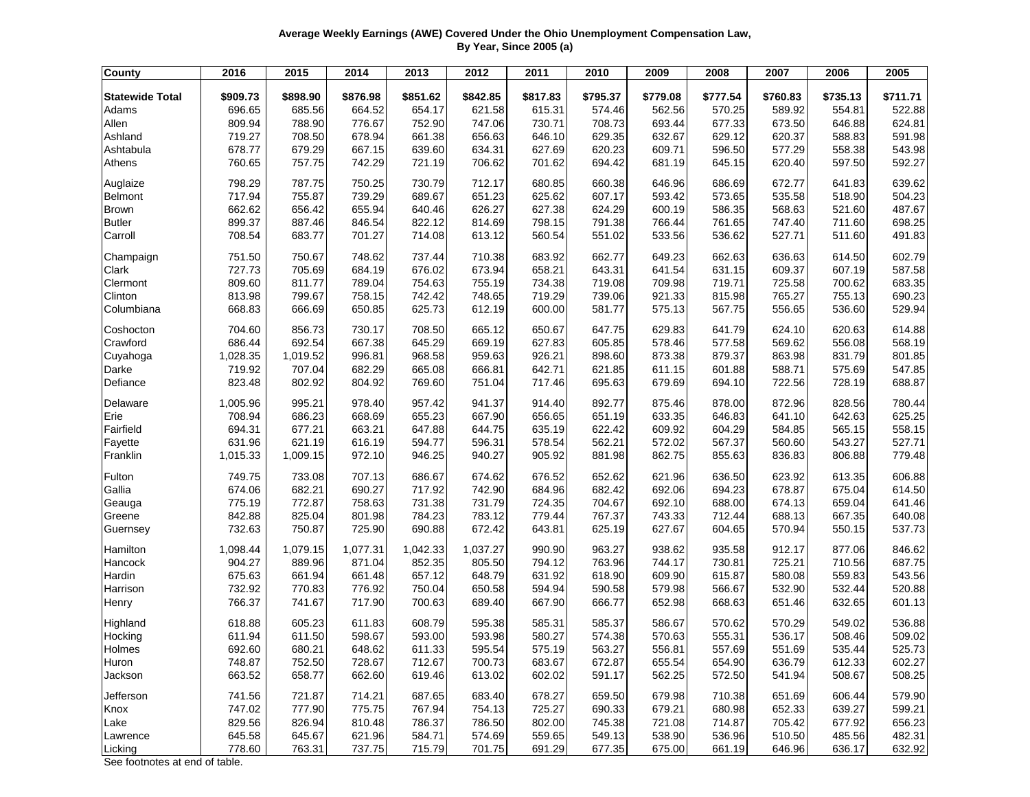**Average Weekly Earnings (AWE) Covered Under the Ohio Unemployment Compensation Law, By Year, Since 2005 (a)**

| County | 2016 | 2015 | 2014 | 2013 | 2012 | 2011 | 2010 | 2009 | 2008 | 2007 | 2006 | 2005 |
|---|---|---|---|---|---|---|---|---|---|---|---|---|
| **Statewide Total** | **$909.73** | **$898.90** | **$876.98** | **$851.62** | **$842.85** | **$817.83** | **$795.37** | **$779.08** | **$777.54** | **$760.83** | **$735.13** | **$711.71** |
| Adams | 696.65 | 685.56 | 664.52 | 654.17 | 621.58 | 615.31 | 574.46 | 562.56 | 570.25 | 589.92 | 554.81 | 522.88 |
| Allen | 809.94 | 788.90 | 776.67 | 752.90 | 747.06 | 730.71 | 708.73 | 693.44 | 677.33 | 673.50 | 646.88 | 624.81 |
| Ashland | 719.27 | 708.50 | 678.94 | 661.38 | 656.63 | 646.10 | 629.35 | 632.67 | 629.12 | 620.37 | 588.83 | 591.98 |
| Ashtabula | 678.77 | 679.29 | 667.15 | 639.60 | 634.31 | 627.69 | 620.23 | 609.71 | 596.50 | 577.29 | 558.38 | 543.98 |
| Athens | 760.65 | 757.75 | 742.29 | 721.19 | 706.62 | 701.62 | 694.42 | 681.19 | 645.15 | 620.40 | 597.50 | 592.27 |
| Auglaize | 798.29 | 787.75 | 750.25 | 730.79 | 712.17 | 680.85 | 660.38 | 646.96 | 686.69 | 672.77 | 641.83 | 639.62 |
| Belmont | 717.94 | 755.87 | 739.29 | 689.67 | 651.23 | 625.62 | 607.17 | 593.42 | 573.65 | 535.58 | 518.90 | 504.23 |
| Brown | 662.62 | 656.42 | 655.94 | 640.46 | 626.27 | 627.38 | 624.29 | 600.19 | 586.35 | 568.63 | 521.60 | 487.67 |
| Butler | 899.37 | 887.46 | 846.54 | 822.12 | 814.69 | 798.15 | 791.38 | 766.44 | 761.65 | 747.40 | 711.60 | 698.25 |
| Carroll | 708.54 | 683.77 | 701.27 | 714.08 | 613.12 | 560.54 | 551.02 | 533.56 | 536.62 | 527.71 | 511.60 | 491.83 |
| Champaign | 751.50 | 750.67 | 748.62 | 737.44 | 710.38 | 683.92 | 662.77 | 649.23 | 662.63 | 636.63 | 614.50 | 602.79 |
| Clark | 727.73 | 705.69 | 684.19 | 676.02 | 673.94 | 658.21 | 643.31 | 641.54 | 631.15 | 609.37 | 607.19 | 587.58 |
| Clermont | 809.60 | 811.77 | 789.04 | 754.63 | 755.19 | 734.38 | 719.08 | 709.98 | 719.71 | 725.58 | 700.62 | 683.35 |
| Clinton | 813.98 | 799.67 | 758.15 | 742.42 | 748.65 | 719.29 | 739.06 | 921.33 | 815.98 | 765.27 | 755.13 | 690.23 |
| Columbiana | 668.83 | 666.69 | 650.85 | 625.73 | 612.19 | 600.00 | 581.77 | 575.13 | 567.75 | 556.65 | 536.60 | 529.94 |
| Coshocton | 704.60 | 856.73 | 730.17 | 708.50 | 665.12 | 650.67 | 647.75 | 629.83 | 641.79 | 624.10 | 620.63 | 614.88 |
| Crawford | 686.44 | 692.54 | 667.38 | 645.29 | 669.19 | 627.83 | 605.85 | 578.46 | 577.58 | 569.62 | 556.08 | 568.19 |
| Cuyahoga | 1,028.35 | 1,019.52 | 996.81 | 968.58 | 959.63 | 926.21 | 898.60 | 873.38 | 879.37 | 863.98 | 831.79 | 801.85 |
| Darke | 719.92 | 707.04 | 682.29 | 665.08 | 666.81 | 642.71 | 621.85 | 611.15 | 601.88 | 588.71 | 575.69 | 547.85 |
| Defiance | 823.48 | 802.92 | 804.92 | 769.60 | 751.04 | 717.46 | 695.63 | 679.69 | 694.10 | 722.56 | 728.19 | 688.87 |
| Delaware | 1,005.96 | 995.21 | 978.40 | 957.42 | 941.37 | 914.40 | 892.77 | 875.46 | 878.00 | 872.96 | 828.56 | 780.44 |
| Erie | 708.94 | 686.23 | 668.69 | 655.23 | 667.90 | 656.65 | 651.19 | 633.35 | 646.83 | 641.10 | 642.63 | 625.25 |
| Fairfield | 694.31 | 677.21 | 663.21 | 647.88 | 644.75 | 635.19 | 622.42 | 609.92 | 604.29 | 584.85 | 565.15 | 558.15 |
| Fayette | 631.96 | 621.19 | 616.19 | 594.77 | 596.31 | 578.54 | 562.21 | 572.02 | 567.37 | 560.60 | 543.27 | 527.71 |
| Franklin | 1,015.33 | 1,009.15 | 972.10 | 946.25 | 940.27 | 905.92 | 881.98 | 862.75 | 855.63 | 836.83 | 806.88 | 779.48 |
| Fulton | 749.75 | 733.08 | 707.13 | 686.67 | 674.62 | 676.52 | 652.62 | 621.96 | 636.50 | 623.92 | 613.35 | 606.88 |
| Gallia | 674.06 | 682.21 | 690.27 | 717.92 | 742.90 | 684.96 | 682.42 | 692.06 | 694.23 | 678.87 | 675.04 | 614.50 |
| Geauga | 775.19 | 772.87 | 758.63 | 731.38 | 731.79 | 724.35 | 704.67 | 692.10 | 688.00 | 674.13 | 659.04 | 641.46 |
| Greene | 842.88 | 825.04 | 801.98 | 784.23 | 783.12 | 779.44 | 767.37 | 743.33 | 712.44 | 688.13 | 667.35 | 640.08 |
| Guernsey | 732.63 | 750.87 | 725.90 | 690.88 | 672.42 | 643.81 | 625.19 | 627.67 | 604.65 | 570.94 | 550.15 | 537.73 |
| Hamilton | 1,098.44 | 1,079.15 | 1,077.31 | 1,042.33 | 1,037.27 | 990.90 | 963.27 | 938.62 | 935.58 | 912.17 | 877.06 | 846.62 |
| Hancock | 904.27 | 889.96 | 871.04 | 852.35 | 805.50 | 794.12 | 763.96 | 744.17 | 730.81 | 725.21 | 710.56 | 687.75 |
| Hardin | 675.63 | 661.94 | 661.48 | 657.12 | 648.79 | 631.92 | 618.90 | 609.90 | 615.87 | 580.08 | 559.83 | 543.56 |
| Harrison | 732.92 | 770.83 | 776.92 | 750.04 | 650.58 | 594.94 | 590.58 | 579.98 | 566.67 | 532.90 | 532.44 | 520.88 |
| Henry | 766.37 | 741.67 | 717.90 | 700.63 | 689.40 | 667.90 | 666.77 | 652.98 | 668.63 | 651.46 | 632.65 | 601.13 |
| Highland | 618.88 | 605.23 | 611.83 | 608.79 | 595.38 | 585.31 | 585.37 | 586.67 | 570.62 | 570.29 | 549.02 | 536.88 |
| Hocking | 611.94 | 611.50 | 598.67 | 593.00 | 593.98 | 580.27 | 574.38 | 570.63 | 555.31 | 536.17 | 508.46 | 509.02 |
| Holmes | 692.60 | 680.21 | 648.62 | 611.33 | 595.54 | 575.19 | 563.27 | 556.81 | 557.69 | 551.69 | 535.44 | 525.73 |
| Huron | 748.87 | 752.50 | 728.67 | 712.67 | 700.73 | 683.67 | 672.87 | 655.54 | 654.90 | 636.79 | 612.33 | 602.27 |
| Jackson | 663.52 | 658.77 | 662.60 | 619.46 | 613.02 | 602.02 | 591.17 | 562.25 | 572.50 | 541.94 | 508.67 | 508.25 |
| Jefferson | 741.56 | 721.87 | 714.21 | 687.65 | 683.40 | 678.27 | 659.50 | 679.98 | 710.38 | 651.69 | 606.44 | 579.90 |
| Knox | 747.02 | 777.90 | 775.75 | 767.94 | 754.13 | 725.27 | 690.33 | 679.21 | 680.98 | 652.33 | 639.27 | 599.21 |
| Lake | 829.56 | 826.94 | 810.48 | 786.37 | 786.50 | 802.00 | 745.38 | 721.08 | 714.87 | 705.42 | 677.92 | 656.23 |
| Lawrence | 645.58 | 645.67 | 621.96 | 584.71 | 574.69 | 559.65 | 549.13 | 538.90 | 536.96 | 510.50 | 485.56 | 482.31 |
| Licking | 778.60 | 763.31 | 737.75 | 715.79 | 701.75 | 691.29 | 677.35 | 675.00 | 661.19 | 646.96 | 636.17 | 632.92 |

See footnotes at end of table.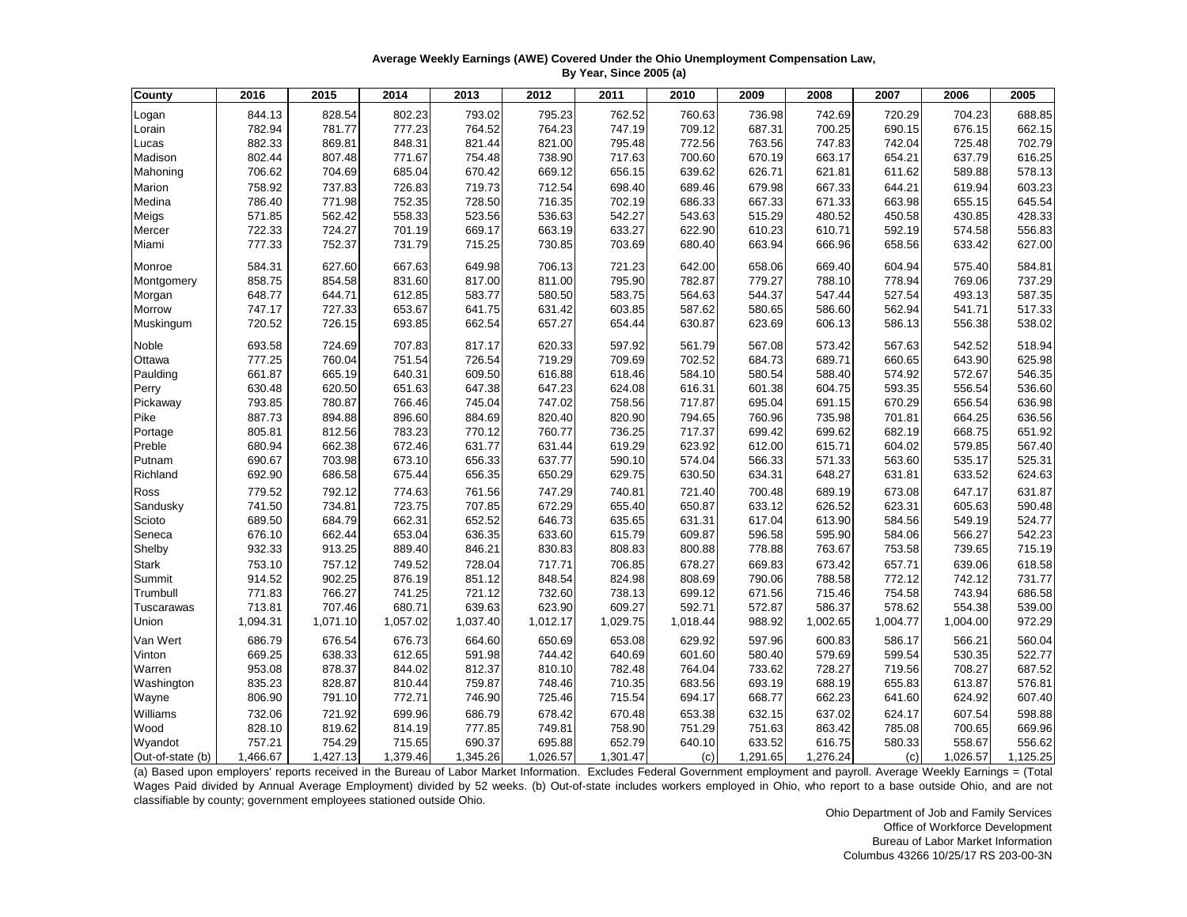**Average Weekly Earnings (AWE) Covered Under the Ohio Unemployment Compensation Law, By Year, Since 2005 (a)**

| County | 2016 | 2015 | 2014 | 2013 | 2012 | 2011 | 2010 | 2009 | 2008 | 2007 | 2006 | 2005 |
|---|---|---|---|---|---|---|---|---|---|---|---|---|
| Logan | 844.13 | 828.54 | 802.23 | 793.02 | 795.23 | 762.52 | 760.63 | 736.98 | 742.69 | 720.29 | 704.23 | 688.85 |
| Lorain | 782.94 | 781.77 | 777.23 | 764.52 | 764.23 | 747.19 | 709.12 | 687.31 | 700.25 | 690.15 | 676.15 | 662.15 |
| Lucas | 882.33 | 869.81 | 848.31 | 821.44 | 821.00 | 795.48 | 772.56 | 763.56 | 747.83 | 742.04 | 725.48 | 702.79 |
| Madison | 802.44 | 807.48 | 771.67 | 754.48 | 738.90 | 717.63 | 700.60 | 670.19 | 663.17 | 654.21 | 637.79 | 616.25 |
| Mahoning | 706.62 | 704.69 | 685.04 | 670.42 | 669.12 | 656.15 | 639.62 | 626.71 | 621.81 | 611.62 | 589.88 | 578.13 |
| Marion | 758.92 | 737.83 | 726.83 | 719.73 | 712.54 | 698.40 | 689.46 | 679.98 | 667.33 | 644.21 | 619.94 | 603.23 |
| Medina | 786.40 | 771.98 | 752.35 | 728.50 | 716.35 | 702.19 | 686.33 | 667.33 | 671.33 | 663.98 | 655.15 | 645.54 |
| Meigs | 571.85 | 562.42 | 558.33 | 523.56 | 536.63 | 542.27 | 543.63 | 515.29 | 480.52 | 450.58 | 430.85 | 428.33 |
| Mercer | 722.33 | 724.27 | 701.19 | 669.17 | 663.19 | 633.27 | 622.90 | 610.23 | 610.71 | 592.19 | 574.58 | 556.83 |
| Miami | 777.33 | 752.37 | 731.79 | 715.25 | 730.85 | 703.69 | 680.40 | 663.94 | 666.96 | 658.56 | 633.42 | 627.00 |
| Monroe | 584.31 | 627.60 | 667.63 | 649.98 | 706.13 | 721.23 | 642.00 | 658.06 | 669.40 | 604.94 | 575.40 | 584.81 |
| Montgomery | 858.75 | 854.58 | 831.60 | 817.00 | 811.00 | 795.90 | 782.87 | 779.27 | 788.10 | 778.94 | 769.06 | 737.29 |
| Morgan | 648.77 | 644.71 | 612.85 | 583.77 | 580.50 | 583.75 | 564.63 | 544.37 | 547.44 | 527.54 | 493.13 | 587.35 |
| Morrow | 747.17 | 727.33 | 653.67 | 641.75 | 631.42 | 603.85 | 587.62 | 580.65 | 586.60 | 562.94 | 541.71 | 517.33 |
| Muskingum | 720.52 | 726.15 | 693.85 | 662.54 | 657.27 | 654.44 | 630.87 | 623.69 | 606.13 | 586.13 | 556.38 | 538.02 |
| Noble | 693.58 | 724.69 | 707.83 | 817.17 | 620.33 | 597.92 | 561.79 | 567.08 | 573.42 | 567.63 | 542.52 | 518.94 |
| Ottawa | 777.25 | 760.04 | 751.54 | 726.54 | 719.29 | 709.69 | 702.52 | 684.73 | 689.71 | 660.65 | 643.90 | 625.98 |
| Paulding | 661.87 | 665.19 | 640.31 | 609.50 | 616.88 | 618.46 | 584.10 | 580.54 | 588.40 | 574.92 | 572.67 | 546.35 |
| Perry | 630.48 | 620.50 | 651.63 | 647.38 | 647.23 | 624.08 | 616.31 | 601.38 | 604.75 | 593.35 | 556.54 | 536.60 |
| Pickaway | 793.85 | 780.87 | 766.46 | 745.04 | 747.02 | 758.56 | 717.87 | 695.04 | 691.15 | 670.29 | 656.54 | 636.98 |
| Pike | 887.73 | 894.88 | 896.60 | 884.69 | 820.40 | 820.90 | 794.65 | 760.96 | 735.98 | 701.81 | 664.25 | 636.56 |
| Portage | 805.81 | 812.56 | 783.23 | 770.12 | 760.77 | 736.25 | 717.37 | 699.42 | 699.62 | 682.19 | 668.75 | 651.92 |
| Preble | 680.94 | 662.38 | 672.46 | 631.77 | 631.44 | 619.29 | 623.92 | 612.00 | 615.71 | 604.02 | 579.85 | 567.40 |
| Putnam | 690.67 | 703.98 | 673.10 | 656.33 | 637.77 | 590.10 | 574.04 | 566.33 | 571.33 | 563.60 | 535.17 | 525.31 |
| Richland | 692.90 | 686.58 | 675.44 | 656.35 | 650.29 | 629.75 | 630.50 | 634.31 | 648.27 | 631.81 | 633.52 | 624.63 |
| Ross | 779.52 | 792.12 | 774.63 | 761.56 | 747.29 | 740.81 | 721.40 | 700.48 | 689.19 | 673.08 | 647.17 | 631.87 |
| Sandusky | 741.50 | 734.81 | 723.75 | 707.85 | 672.29 | 655.40 | 650.87 | 633.12 | 626.52 | 623.31 | 605.63 | 590.48 |
| Scioto | 689.50 | 684.79 | 662.31 | 652.52 | 646.73 | 635.65 | 631.31 | 617.04 | 613.90 | 584.56 | 549.19 | 524.77 |
| Seneca | 676.10 | 662.44 | 653.04 | 636.35 | 633.60 | 615.79 | 609.87 | 596.58 | 595.90 | 584.06 | 566.27 | 542.23 |
| Shelby | 932.33 | 913.25 | 889.40 | 846.21 | 830.83 | 808.83 | 800.88 | 778.88 | 763.67 | 753.58 | 739.65 | 715.19 |
| Stark | 753.10 | 757.12 | 749.52 | 728.04 | 717.71 | 706.85 | 678.27 | 669.83 | 673.42 | 657.71 | 639.06 | 618.58 |
| Summit | 914.52 | 902.25 | 876.19 | 851.12 | 848.54 | 824.98 | 808.69 | 790.06 | 788.58 | 772.12 | 742.12 | 731.77 |
| Trumbull | 771.83 | 766.27 | 741.25 | 721.12 | 732.60 | 738.13 | 699.12 | 671.56 | 715.46 | 754.58 | 743.94 | 686.58 |
| Tuscarawas | 713.81 | 707.46 | 680.71 | 639.63 | 623.90 | 609.27 | 592.71 | 572.87 | 586.37 | 578.62 | 554.38 | 539.00 |
| Union | 1,094.31 | 1,071.10 | 1,057.02 | 1,037.40 | 1,012.17 | 1,029.75 | 1,018.44 | 988.92 | 1,002.65 | 1,004.77 | 1,004.00 | 972.29 |
| Van Wert | 686.79 | 676.54 | 676.73 | 664.60 | 650.69 | 653.08 | 629.92 | 597.96 | 600.83 | 586.17 | 566.21 | 560.04 |
| Vinton | 669.25 | 638.33 | 612.65 | 591.98 | 744.42 | 640.69 | 601.60 | 580.40 | 579.69 | 599.54 | 530.35 | 522.77 |
| Warren | 953.08 | 878.37 | 844.02 | 812.37 | 810.10 | 782.48 | 764.04 | 733.62 | 728.27 | 719.56 | 708.27 | 687.52 |
| Washington | 835.23 | 828.87 | 810.44 | 759.87 | 748.46 | 710.35 | 683.56 | 693.19 | 688.19 | 655.83 | 613.87 | 576.81 |
| Wayne | 806.90 | 791.10 | 772.71 | 746.90 | 725.46 | 715.54 | 694.17 | 668.77 | 662.23 | 641.60 | 624.92 | 607.40 |
| Williams | 732.06 | 721.92 | 699.96 | 686.79 | 678.42 | 670.48 | 653.38 | 632.15 | 637.02 | 624.17 | 607.54 | 598.88 |
| Wood | 828.10 | 819.62 | 814.19 | 777.85 | 749.81 | 758.90 | 751.29 | 751.63 | 863.42 | 785.08 | 700.65 | 669.96 |
| Wyandot | 757.21 | 754.29 | 715.65 | 690.37 | 695.88 | 652.79 | 640.10 | 633.52 | 616.75 | 580.33 | 558.67 | 556.62 |
| Out-of-state (b) | 1,466.67 | 1,427.13 | 1,379.46 | 1,345.26 | 1,026.57 | 1,301.47 | (c) | 1,291.65 | 1,276.24 | (c) | 1,026.57 | 1,125.25 |

(a) Based upon employers' reports received in the Bureau of Labor Market Information. Excludes Federal Government employment and payroll. Average Weekly Earnings = (Total Wages Paid divided by Annual Average Employment) divided by 52 weeks. (b) Out-of-state includes workers employed in Ohio, who report to a base outside Ohio, and are not classifiable by county; government employees stationed outside Ohio.

Ohio Department of Job and Family Services
Office of Workforce Development
Bureau of Labor Market Information
Columbus 43266 10/25/17 RS 203-00-3N